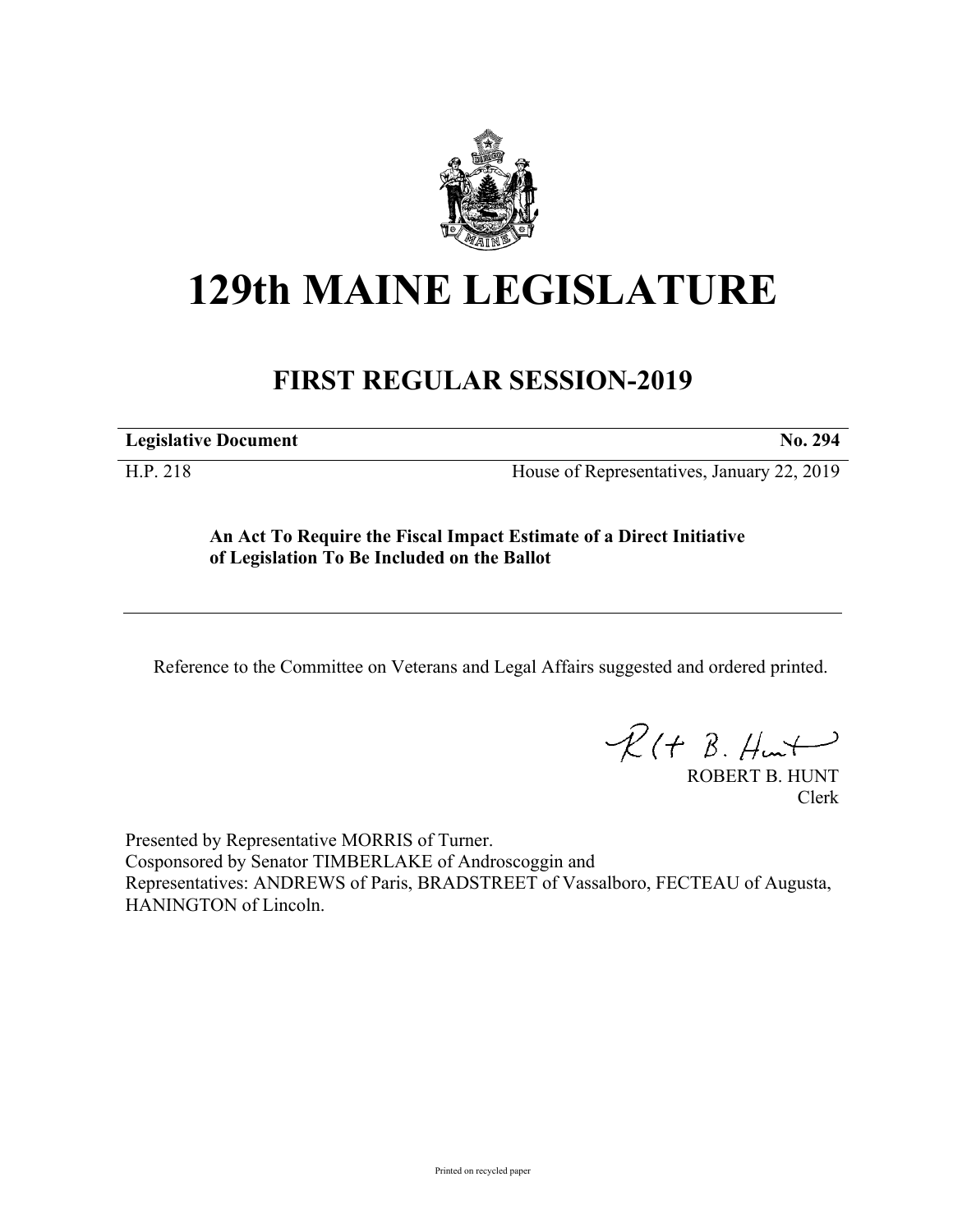# 129th MAINE LEGISLATURE

## FIRST REGULAR SESSION-2019

| **Legislative Document** | **No. 294** |
|---|---|
| H.P. 218 | House of Representatives, January 22, 2019 |

**An Act To Require the Fiscal Impact Estimate of a Direct Initiative of Legislation To Be Included on the Ballot**

Reference to the Committee on Veterans and Legal Affairs suggested and ordered printed.

ROBERT B. HUNT
Clerk

Presented by Representative MORRIS of Turner.
Cosponsored by Senator TIMBERLAKE of Androscoggin and
Representatives: ANDREWS of Paris, BRADSTREET of Vassalboro, FECTEAU of Augusta, HANINGTON of Lincoln.

Printed on recycled paper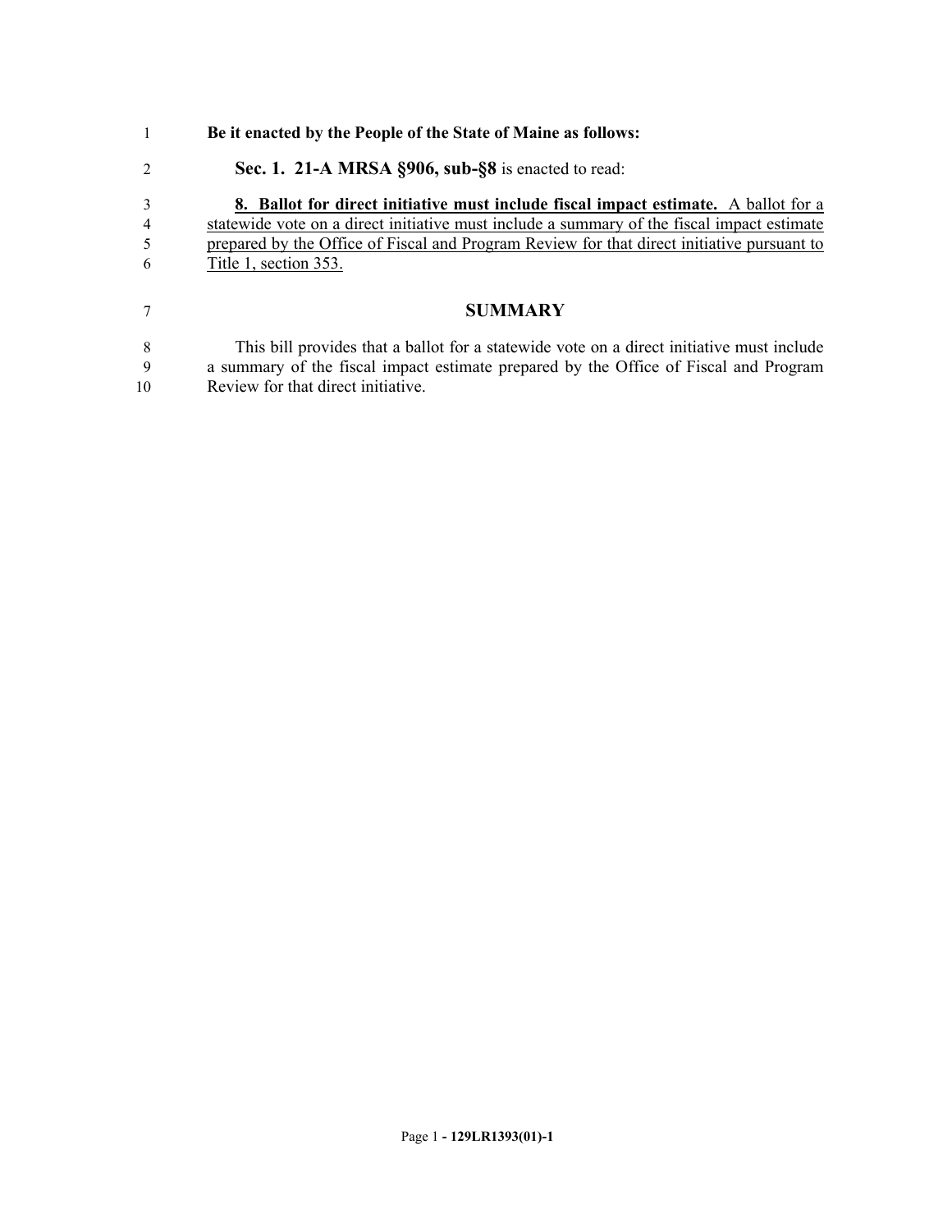**Be it enacted by the People of the State of Maine as follows:**

**Sec. 1. 21-A MRSA §906, sub-§8** is enacted to read:

**8. Ballot for direct initiative must include fiscal impact estimate.** A ballot for a statewide vote on a direct initiative must include a summary of the fiscal impact estimate prepared by the Office of Fiscal and Program Review for that direct initiative pursuant to Title 1, section 353.

## SUMMARY

This bill provides that a ballot for a statewide vote on a direct initiative must include a summary of the fiscal impact estimate prepared by the Office of Fiscal and Program Review for that direct initiative.